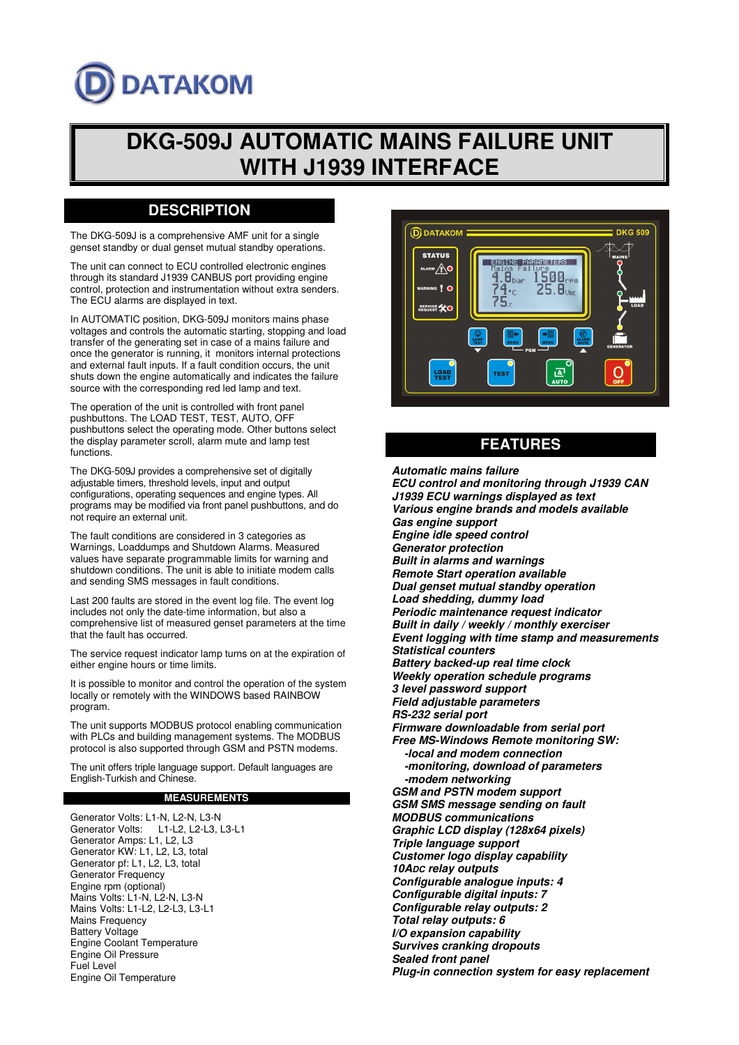# DATAKOM

# DKG-509J AUTOMATIC MAINS FAILURE UNIT WITH J1939 INTERFACE

## DESCRIPTION

The DKG-509J is a comprehensive AMF unit for a single genset standby or dual genset mutual standby operations.

The unit can connect to ECU controlled electronic engines through its standard J1939 CANBUS port providing engine control, protection and instrumentation without extra senders. The ECU alarms are displayed in text.

In AUTOMATIC position, DKG-509J monitors mains phase voltages and controls the automatic starting, stopping and load transfer of the generating set in case of a mains failure and once the generator is running, it monitors internal protections and external fault inputs. If a fault condition occurs, the unit shuts down the engine automatically and indicates the failure source with the corresponding red led lamp and text.

The operation of the unit is controlled with front panel pushbuttons. The LOAD TEST, TEST, AUTO, OFF pushbuttons select the operating mode. Other buttons select the display parameter scroll, alarm mute and lamp test functions.

The DKG-509J provides a comprehensive set of digitally adjustable timers, threshold levels, input and output configurations, operating sequences and engine types. All programs may be modified via front panel pushbuttons, and do not require an external unit.

The fault conditions are considered in 3 categories as Warnings, Loaddumps and Shutdown Alarms. Measured values have separate programmable limits for warning and shutdown conditions. The unit is able to initiate modem calls and sending SMS messages in fault conditions.

Last 200 faults are stored in the event log file. The event log includes not only the date-time information, but also a comprehensive list of measured genset parameters at the time that the fault has occurred.

The service request indicator lamp turns on at the expiration of either engine hours or time limits.

It is possible to monitor and control the operation of the system locally or remotely with the WINDOWS based RAINBOW program.

The unit supports MODBUS protocol enabling communication with PLCs and building management systems. The MODBUS protocol is also supported through GSM and PSTN modems.

The unit offers triple language support. Default languages are English-Turkish and Chinese.

### MEASUREMENTS

Generator Volts: L1-N, L2-N, L3-N
Generator Volts: L1-L2, L2-L3, L3-L1
Generator Amps: L1, L2, L3
Generator KW: L1, L2, L3, total
Generator pf: L1, L2, L3, total
Generator Frequency
Engine rpm (optional)
Mains Volts: L1-N, L2-N, L3-N
Mains Volts: L1-L2, L2-L3, L3-L1
Mains Frequency
Battery Voltage
Engine Coolant Temperature
Engine Oil Pressure
Fuel Level
Engine Oil Temperature

## FEATURES

***Automatic mains failure***
***ECU control and monitoring through J1939 CAN***
***J1939 ECU warnings displayed as text***
***Various engine brands and models available***
***Gas engine support***
***Engine idle speed control***
***Generator protection***
***Built in alarms and warnings***
***Remote Start operation available***
***Dual genset mutual standby operation***
***Load shedding, dummy load***
***Periodic maintenance request indicator***
***Built in daily / weekly / monthly exerciser***
***Event logging with time stamp and measurements***
***Statistical counters***
***Battery backed-up real time clock***
***Weekly operation schedule programs***
***3 level password support***
***Field adjustable parameters***
***RS-232 serial port***
***Firmware downloadable from serial port***
***Free MS-Windows Remote monitoring SW:***
- ***local and modem connection***
- ***monitoring, download of parameters***
- ***modem networking***

***GSM and PSTN modem support***
***GSM SMS message sending on fault***
***MODBUS communications***
***Graphic LCD display (128x64 pixels)***
***Triple language support***
***Customer logo display capability***
***10ADC relay outputs***
***Configurable analogue inputs: 4***
***Configurable digital inputs: 7***
***Configurable relay outputs: 2***
***Total relay outputs: 6***
***I/O expansion capability***
***Survives cranking dropouts***
***Sealed front panel***
***Plug-in connection system for easy replacement***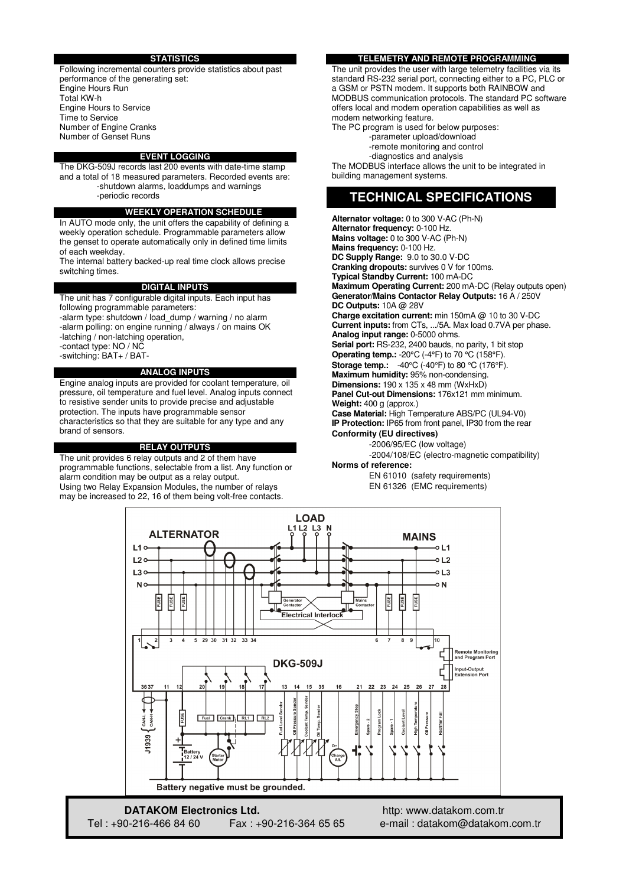## STATISTICS

Following incremental counters provide statistics about past performance of the generating set:
Engine Hours Run
Total KW-h
Engine Hours to Service
Time to Service
Number of Engine Cranks
Number of Genset Runs

## EVENT LOGGING

The DKG-509J records last 200 events with date-time stamp and a total of 18 measured parameters. Recorded events are:

- shutdown alarms, loaddumps and warnings
- periodic records

## WEEKLY OPERATION SCHEDULE

In AUTO mode only, the unit offers the capability of defining a weekly operation schedule. Programmable parameters allow the genset to operate automatically only in defined time limits of each weekday.

The internal battery backed-up real time clock allows precise switching times.

## DIGITAL INPUTS

The unit has 7 configurable digital inputs. Each input has following programmable parameters:

- alarm type: shutdown / load_dump / warning / no alarm
- alarm polling: on engine running / always / on mains OK
- latching / non-latching operation,
- contact type: NO / NC
- switching: BAT+ / BAT-

## ANALOG INPUTS

Engine analog inputs are provided for coolant temperature, oil pressure, oil temperature and fuel level. Analog inputs connect to resistive sender units to provide precise and adjustable protection. The inputs have programmable sensor characteristics so that they are suitable for any type and any brand of sensors.

## RELAY OUTPUTS

The unit provides 6 relay outputs and 2 of them have programmable functions, selectable from a list. Any function or alarm condition may be output as a relay output.

Using two Relay Expansion Modules, the number of relays may be increased to 22, 16 of them being volt-free contacts.

## TELEMETRY AND REMOTE PROGRAMMING

The unit provides the user with large telemetry facilities via its standard RS-232 serial port, connecting either to a PC, PLC or a GSM or PSTN modem. It supports both RAINBOW and MODBUS communication protocols. The standard PC software offers local and modem operation capabilities as well as modem networking feature.

The PC program is used for below purposes:

- parameter upload/download
- remote monitoring and control
- diagnostics and analysis

The MODBUS interface allows the unit to be integrated in building management systems.

# TECHNICAL SPECIFICATIONS

**Alternator voltage:** 0 to 300 V-AC (Ph-N)
**Alternator frequency:** 0-100 Hz.
**Mains voltage:** 0 to 300 V-AC (Ph-N)
**Mains frequency:** 0-100 Hz.
**DC Supply Range:** 9.0 to 30.0 V-DC
**Cranking dropouts:** survives 0 V for 100ms.
**Typical Standby Current:** 100 mA-DC
**Maximum Operating Current:** 200 mA-DC (Relay outputs open)
**Generator/Mains Contactor Relay Outputs:** 16 A / 250V
**DC Outputs:** 10A @ 28V
**Charge excitation current:** min 150mA @ 10 to 30 V-DC
**Current inputs:** from CTs, .../5A. Max load 0.7VA per phase.
**Analog input range:** 0-5000 ohms.
**Serial port:** RS-232, 2400 bauds, no parity, 1 bit stop
**Operating temp.:** -20°C (-4°F) to 70 °C (158°F).
**Storage temp.:** -40°C (-40°F) to 80 °C (176°F).
**Maximum humidity:** 95% non-condensing.
**Dimensions:** 190 x 135 x 48 mm (WxHxD)
**Panel Cut-out Dimensions:** 176x121 mm minimum.
**Weight:** 400 g (approx.)
**Case Material:** High Temperature ABS/PC (UL94-V0)
**IP Protection:** IP65 from front panel, IP30 from the rear
**Conformity (EU directives)**

- 2006/95/EC (low voltage)
- 2004/108/EC (electro-magnetic compatibility)

**Norms of reference:**

EN 61010 (safety requirements)
EN 61326 (EMC requirements)

LOAD
L1 L2 L3 N
ALTERNATOR
MAINS
L1
L2
L3
N
FUSE
Generator Contactor
Mains Contactor
Electrical Interlock
1 2 3 4 5 29 30 31 32 33 34 6 7 8 9 10
DKG-509J
Remote Monitoring and Program Port
Input-Output Extension Port
36 37 11 12 20 19 18 17 13 14 15 35 16 21 22 23 24 25 26 27 28
J1939 CAN-L CAN-H
Fuel Crank RL1 RL2
Fuel Level Sender
Oil Pressure Sender
Coolant Temp. Sender
Oil Temp. Sender
D+
Charge Alt.
Emergency Stop
Spare - 2
Program Lock
Spare - 1
Coolant Level
High Temperature
Oil Pressure
Rectifier Fail
Battery 12 / 24 V
Starter Motor
Battery negative must be grounded.

**DATAKOM Electronics Ltd.** http: www.datakom.com.tr
Tel : +90-216-466 84 60 Fax : +90-216-364 65 65 e-mail : datakom@datakom.com.tr